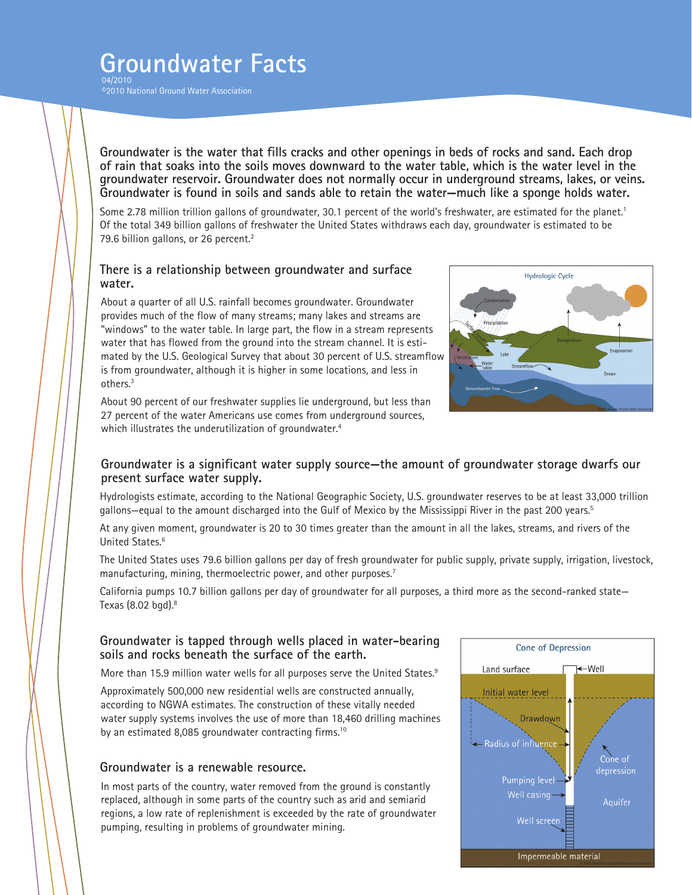# Groundwater Facts

04/2010

©2010 National Ground Water Association

**Groundwater is the water that fills cracks and other openings in beds of rocks and sand. Each drop of rain that soaks into the soils moves downward to the water table, which is the water level in the groundwater reservoir. Groundwater does not normally occur in underground streams, lakes, or veins. Groundwater is found in soils and sands able to retain the water—much like a sponge holds water.**

Some 2.78 million trillion gallons of groundwater, 30.1 percent of the world's freshwater, are estimated for the planet.[1] Of the total 349 billion gallons of freshwater the United States withdraws each day, groundwater is estimated to be 79.6 billion gallons, or 26 percent.[2]

## There is a relationship between groundwater and surface water.

About a quarter of all U.S. rainfall becomes groundwater. Groundwater provides much of the flow of many streams; many lakes and streams are "windows" to the water table. In large part, the flow in a stream represents water that has flowed from the ground into the stream channel. It is estimated by the U.S. Geological Survey that about 30 percent of U.S. streamflow is from groundwater, although it is higher in some locations, and less in others.[3]

About 90 percent of our freshwater supplies lie underground, but less than 27 percent of the water Americans use comes from underground sources, which illustrates the underutilization of groundwater.[4]

## Groundwater is a significant water supply source—the amount of groundwater storage dwarfs our present surface water supply.

Hydrologists estimate, according to the National Geographic Society, U.S. groundwater reserves to be at least 33,000 trillion gallons—equal to the amount discharged into the Gulf of Mexico by the Mississippi River in the past 200 years.[5]

At any given moment, groundwater is 20 to 30 times greater than the amount in all the lakes, streams, and rivers of the United States.[6]

The United States uses 79.6 billion gallons per day of fresh groundwater for public supply, private supply, irrigation, livestock, manufacturing, mining, thermoelectric power, and other purposes.[7]

California pumps 10.7 billion gallons per day of groundwater for all purposes, a third more as the second-ranked state—Texas (8.02 bgd).[8]

## Groundwater is tapped through wells placed in water-bearing soils and rocks beneath the surface of the earth.

More than 15.9 million water wells for all purposes serve the United States.[9]

Approximately 500,000 new residential wells are constructed annually, according to NGWA estimates. The construction of these vitally needed water supply systems involves the use of more than 18,460 drilling machines by an estimated 8,085 groundwater contracting firms.[10]

## Groundwater is a renewable resource.

In most parts of the country, water removed from the ground is constantly replaced, although in some parts of the country such as arid and semiarid regions, a low rate of replenishment is exceeded by the rate of groundwater pumping, resulting in problems of groundwater mining.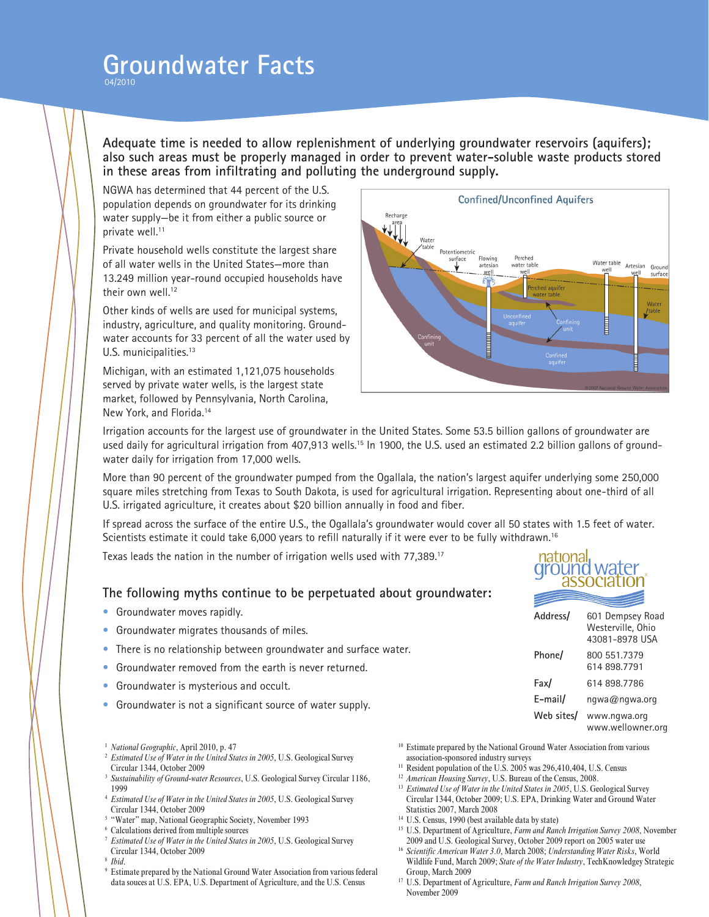# Groundwater Facts

04/2010

**Adequate time is needed to allow replenishment of underlying groundwater reservoirs (aquifers); also such areas must be properly managed in order to prevent water-soluble waste products stored in these areas from infiltrating and polluting the underground supply.**

NGWA has determined that 44 percent of the U.S. population depends on groundwater for its drinking water supply—be it from either a public source or private well.[11]

Private household wells constitute the largest share of all water wells in the United States—more than 13.249 million year-round occupied households have their own well.[12]

Other kinds of wells are used for municipal systems, industry, agriculture, and quality monitoring. Groundwater accounts for 33 percent of all the water used by U.S. municipalities.[13]

Michigan, with an estimated 1,121,075 households served by private water wells, is the largest state market, followed by Pennsylvania, North Carolina, New York, and Florida.[14]

Confined/Unconfined Aquifers

Recharge area
Water table
Potentiometric surface
Flowing artesian well
Perched water table
Water table well
Artesian well
Ground surface
Perched aquifer water table
Water table
Unconfined aquifer
Confining unit
Confining unit
Confined aquifer
©2007 National Ground Water Association

Irrigation accounts for the largest use of groundwater in the United States. Some 53.5 billion gallons of groundwater are used daily for agricultural irrigation from 407,913 wells.[15] In 1900, the U.S. used an estimated 2.2 billion gallons of groundwater daily for irrigation from 17,000 wells.

More than 90 percent of the groundwater pumped from the Ogallala, the nation's largest aquifer underlying some 250,000 square miles stretching from Texas to South Dakota, is used for agricultural irrigation. Representing about one-third of all U.S. irrigated agriculture, it creates about $20 billion annually in food and fiber.

If spread across the surface of the entire U.S., the Ogallala's groundwater would cover all 50 states with 1.5 feet of water. Scientists estimate it could take 6,000 years to refill naturally if it were ever to be fully withdrawn.[16]

Texas leads the nation in the number of irrigation wells used with 77,389.[17]

## The following myths continue to be perpetuated about groundwater:

- Groundwater moves rapidly.
- Groundwater migrates thousands of miles.
- There is no relationship between groundwater and surface water.
- Groundwater removed from the earth is never returned.
- Groundwater is mysterious and occult.
- Groundwater is not a significant source of water supply.

national ground water association

| | |
|---|---|
| **Address/** | 601 Dempsey Road<br>Westerville, Ohio<br>43081-8978 USA |
| **Phone/** | 800 551.7379<br>614 898.7791 |
| **Fax/** | 614 898.7786 |
| **E-mail/** | ngwa@ngwa.org |
| **Web sites/** | www.ngwa.org<br>www.wellowner.org |

1. *National Geographic*, April 2010, p. 47
2. *Estimated Use of Water in the United States in 2005*, U.S. Geological Survey Circular 1344, October 2009
3. *Sustainability of Ground-water Resources*, U.S. Geological Survey Circular 1186, 1999
4. *Estimated Use of Water in the United States in 2005*, U.S. Geological Survey Circular 1344, October 2009
5. "Water" map, National Geographic Society, November 1993
6. Calculations derived from multiple sources
7. *Estimated Use of Water in the United States in 2005*, U.S. Geological Survey Circular 1344, October 2009
8. *Ibid.*
9. Estimate prepared by the National Ground Water Association from various federal data souces at U.S. EPA, U.S. Department of Agriculture, and the U.S. Census
10. Estimate prepared by the National Ground Water Association from various association-sponsored industry surveys
11. Resident population of the U.S. 2005 was 296,410,404, U.S. Census
12. *American Housing Survey*, U.S. Bureau of the Census, 2008.
13. *Estimated Use of Water in the United States in 2005*, U.S. Geological Survey Circular 1344, October 2009; U.S. EPA, Drinking Water and Ground Water Statistics 2007, March 2008
14. U.S. Census, 1990 (best available data by state)
15. U.S. Department of Agriculture, *Farm and Ranch Irrigation Survey 2008*, November 2009 and U.S. Geological Survey, October 2009 report on 2005 water use
16. *Scientific American Water 3.0*, March 2008; *Understanding Water Risks*, World Wildlife Fund, March 2009; *State of the Water Industry*, TechKnowledgey Strategic Group, March 2009
17. U.S. Department of Agriculture, *Farm and Ranch Irrigation Survey 2008*, November 2009